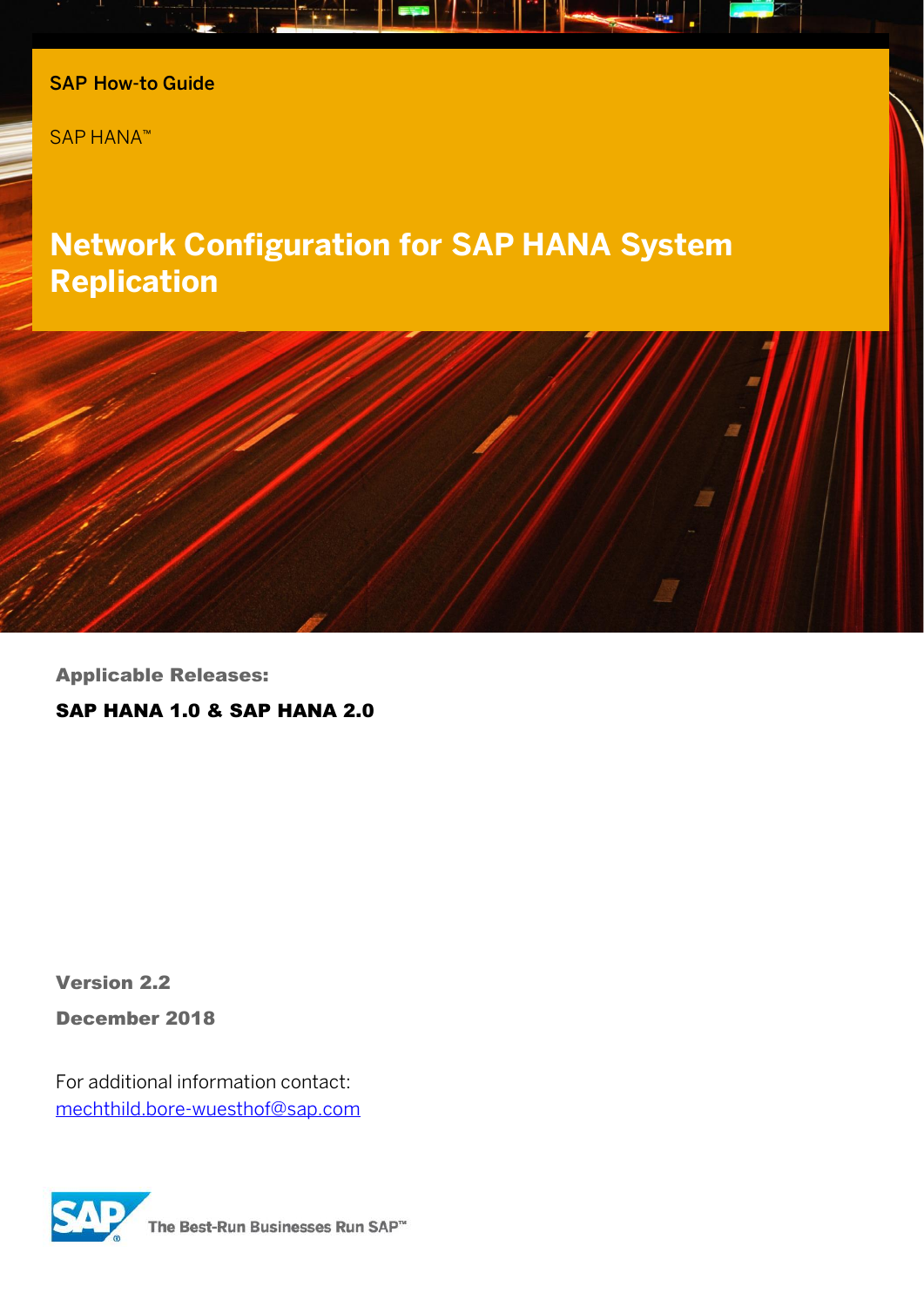SAP How-to Guide

SAP HANA™

# Network Configuration for SAP HANA System Replication

**Applicable Releases:**

**SAP HANA 1.0 & SAP HANA 2.0**

**Version 2.2**

**December 2018**

For additional information contact:
mechthild.bore-wuesthof@sap.com

The Best-Run Businesses Run SAP™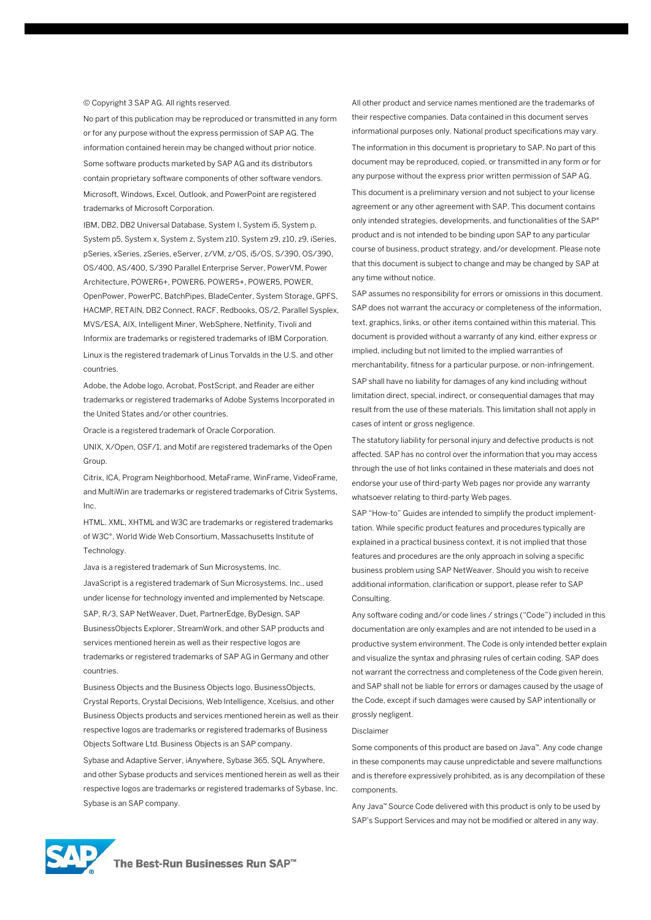© Copyright 3 SAP AG. All rights reserved.

No part of this publication may be reproduced or transmitted in any form or for any purpose without the express permission of SAP AG. The information contained herein may be changed without prior notice.

Some software products marketed by SAP AG and its distributors contain proprietary software components of other software vendors.

Microsoft, Windows, Excel, Outlook, and PowerPoint are registered trademarks of Microsoft Corporation.

IBM, DB2, DB2 Universal Database, System I, System i5, System p, System p5, System x, System z, System z10, System z9, z10, z9, iSeries, pSeries, xSeries, zSeries, eServer, z/VM, z/OS, i5/OS, S/390, OS/390, OS/400, AS/400, S/390 Parallel Enterprise Server, PowerVM, Power Architecture, POWER6+, POWER6, POWER5+, POWER5, POWER, OpenPower, PowerPC, BatchPipes, BladeCenter, System Storage, GPFS, HACMP, RETAIN, DB2 Connect, RACF, Redbooks, OS/2, Parallel Sysplex, MVS/ESA, AIX, Intelligent Miner, WebSphere, Netfinity, Tivoli and Informix are trademarks or registered trademarks of IBM Corporation.

Linux is the registered trademark of Linus Torvalds in the U.S. and other countries.

Adobe, the Adobe logo, Acrobat, PostScript, and Reader are either trademarks or registered trademarks of Adobe Systems Incorporated in the United States and/or other countries.

Oracle is a registered trademark of Oracle Corporation.

UNIX, X/Open, OSF/1, and Motif are registered trademarks of the Open Group.

Citrix, ICA, Program Neighborhood, MetaFrame, WinFrame, VideoFrame, and MultiWin are trademarks or registered trademarks of Citrix Systems, Inc.

HTML, XML, XHTML and W3C are trademarks or registered trademarks of W3C®, World Wide Web Consortium, Massachusetts Institute of Technology.

Java is a registered trademark of Sun Microsystems, Inc.

JavaScript is a registered trademark of Sun Microsystems, Inc., used under license for technology invented and implemented by Netscape.

SAP, R/3, SAP NetWeaver, Duet, PartnerEdge, ByDesign, SAP BusinessObjects Explorer, StreamWork, and other SAP products and services mentioned herein as well as their respective logos are trademarks or registered trademarks of SAP AG in Germany and other countries.

Business Objects and the Business Objects logo, BusinessObjects, Crystal Reports, Crystal Decisions, Web Intelligence, Xcelsius, and other Business Objects products and services mentioned herein as well as their respective logos are trademarks or registered trademarks of Business Objects Software Ltd. Business Objects is an SAP company.

Sybase and Adaptive Server, iAnywhere, Sybase 365, SQL Anywhere, and other Sybase products and services mentioned herein as well as their respective logos are trademarks or registered trademarks of Sybase, Inc. Sybase is an SAP company.

All other product and service names mentioned are the trademarks of their respective companies. Data contained in this document serves informational purposes only. National product specifications may vary.

The information in this document is proprietary to SAP. No part of this document may be reproduced, copied, or transmitted in any form or for any purpose without the express prior written permission of SAP AG.

This document is a preliminary version and not subject to your license agreement or any other agreement with SAP. This document contains only intended strategies, developments, and functionalities of the SAP® product and is not intended to be binding upon SAP to any particular course of business, product strategy, and/or development. Please note that this document is subject to change and may be changed by SAP at any time without notice.

SAP assumes no responsibility for errors or omissions in this document. SAP does not warrant the accuracy or completeness of the information, text, graphics, links, or other items contained within this material. This document is provided without a warranty of any kind, either express or implied, including but not limited to the implied warranties of merchantability, fitness for a particular purpose, or non-infringement.

SAP shall have no liability for damages of any kind including without limitation direct, special, indirect, or consequential damages that may result from the use of these materials. This limitation shall not apply in cases of intent or gross negligence.

The statutory liability for personal injury and defective products is not affected. SAP has no control over the information that you may access through the use of hot links contained in these materials and does not endorse your use of third-party Web pages nor provide any warranty whatsoever relating to third-party Web pages.

SAP "How-to" Guides are intended to simplify the product implement-tation. While specific product features and procedures typically are explained in a practical business context, it is not implied that those features and procedures are the only approach in solving a specific business problem using SAP NetWeaver. Should you wish to receive additional information, clarification or support, please refer to SAP Consulting.

Any software coding and/or code lines / strings ("Code") included in this documentation are only examples and are not intended to be used in a productive system environment. The Code is only intended better explain and visualize the syntax and phrasing rules of certain coding. SAP does not warrant the correctness and completeness of the Code given herein, and SAP shall not be liable for errors or damages caused by the usage of the Code, except if such damages were caused by SAP intentionally or grossly negligent.

Disclaimer

Some components of this product are based on Java™. Any code change in these components may cause unpredictable and severe malfunctions and is therefore expressively prohibited, as is any decompilation of these components.

Any Java™ Source Code delivered with this product is only to be used by SAP's Support Services and may not be modified or altered in any way.

The Best-Run Businesses Run SAP™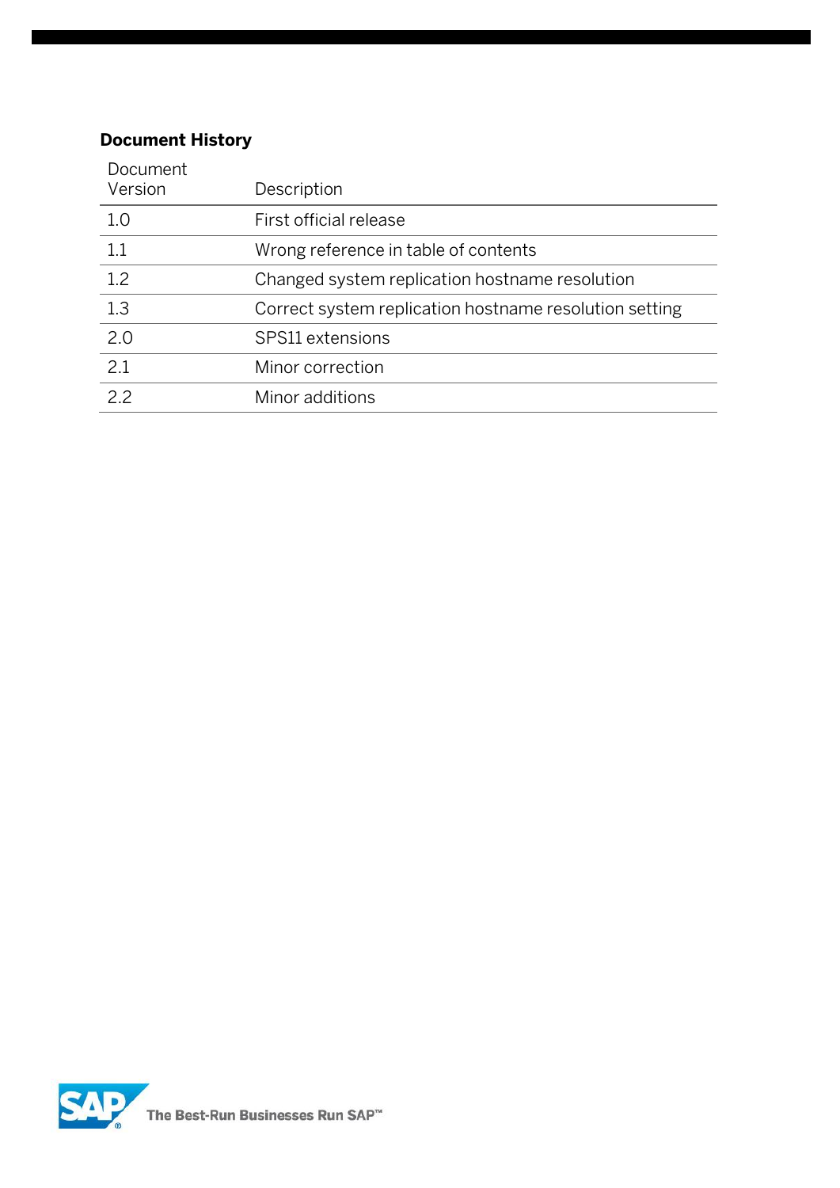**Document History**

| Document Version | Description |
| --- | --- |
| 1.0 | First official release |
| 1.1 | Wrong reference in table of contents |
| 1.2 | Changed system replication hostname resolution |
| 1.3 | Correct system replication hostname resolution setting |
| 2.0 | SPS11 extensions |
| 2.1 | Minor correction |
| 2.2 | Minor additions |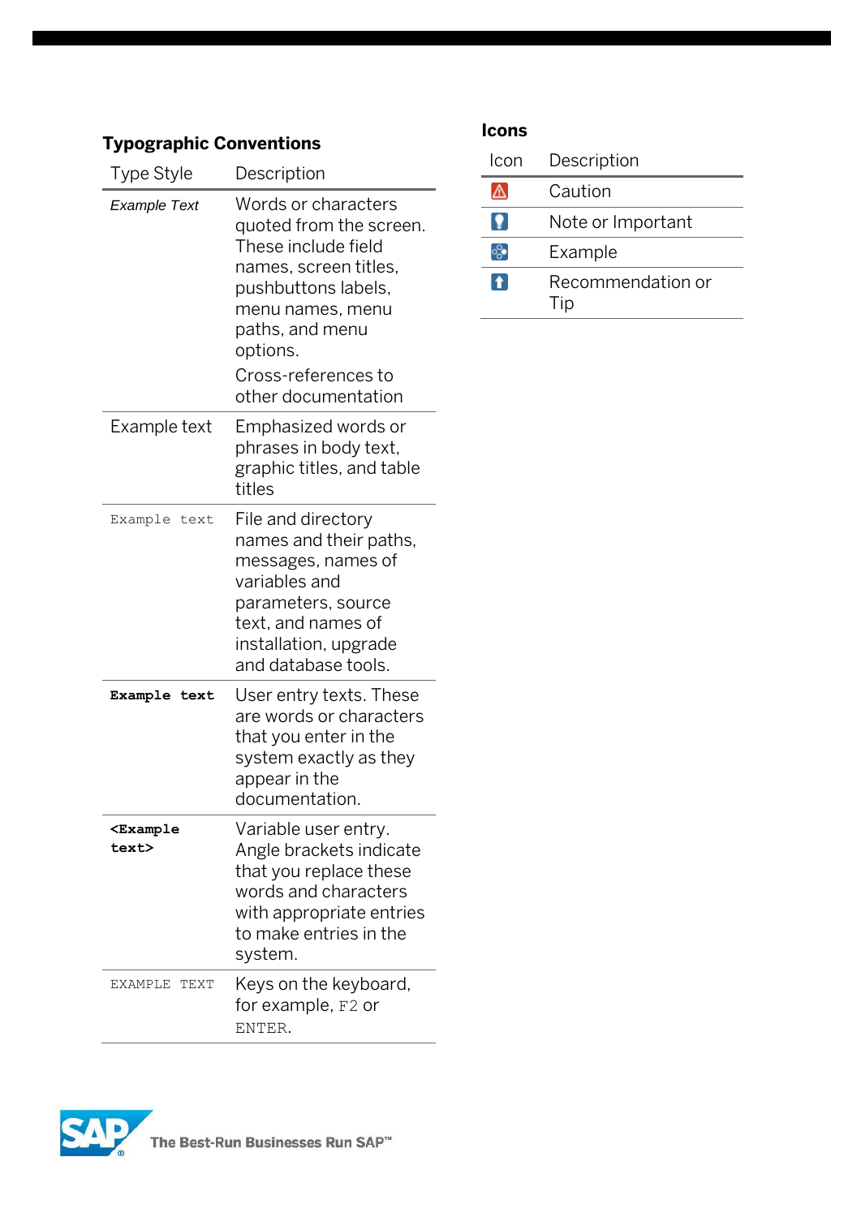### Typographic Conventions

| Type Style | Description |
| --- | --- |
| *Example Text* | Words or characters quoted from the screen. These include field names, screen titles, pushbuttons labels, menu names, menu paths, and menu options. Cross-references to other documentation |
| Example text | Emphasized words or phrases in body text, graphic titles, and table titles |
| `Example text` | File and directory names and their paths, messages, names of variables and parameters, source text, and names of installation, upgrade and database tools. |
| **`Example text`** | User entry texts. These are words or characters that you enter in the system exactly as they appear in the documentation. |
| **`<Example text>`** | Variable user entry. Angle brackets indicate that you replace these words and characters with appropriate entries to make entries in the system. |
| EXAMPLE TEXT | Keys on the keyboard, for example, F2 or ENTER. |

### Icons

| Icon | Description |
| --- | --- |
| | Caution |
| | Note or Important |
| | Example |
| | Recommendation or Tip |

The Best-Run Businesses Run SAP™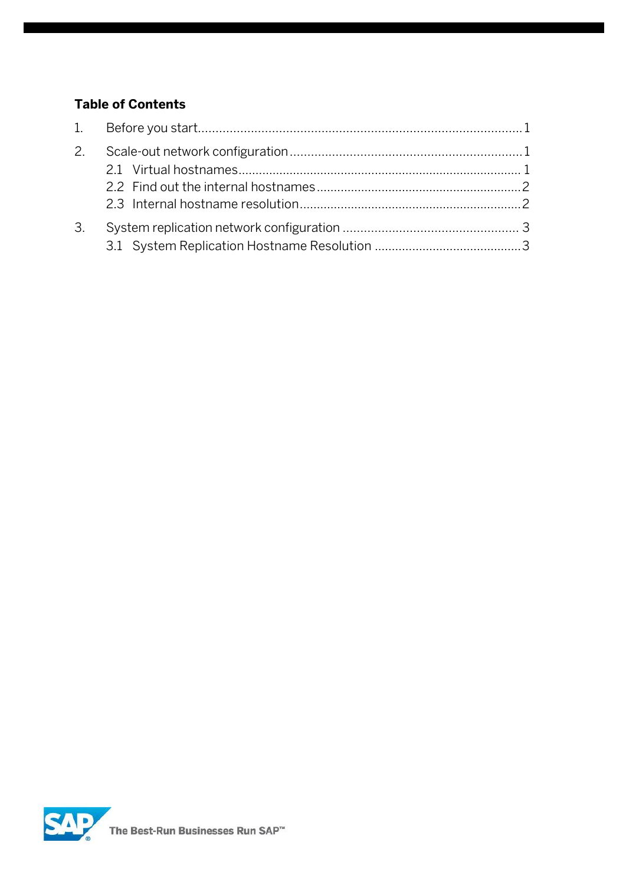**Table of Contents**

1. Before you start ........................................................................................ 1
2. Scale-out network configuration .................................................................. 1
   - 2.1 Virtual hostnames ............................................................................. 1
   - 2.2 Find out the internal hostnames ........................................................ 2
   - 2.3 Internal hostname resolution ............................................................. 2
3. System replication network configuration .................................................. 3
   - 3.1 System Replication Hostname Resolution ........................................... 3

The Best-Run Businesses Run SAP™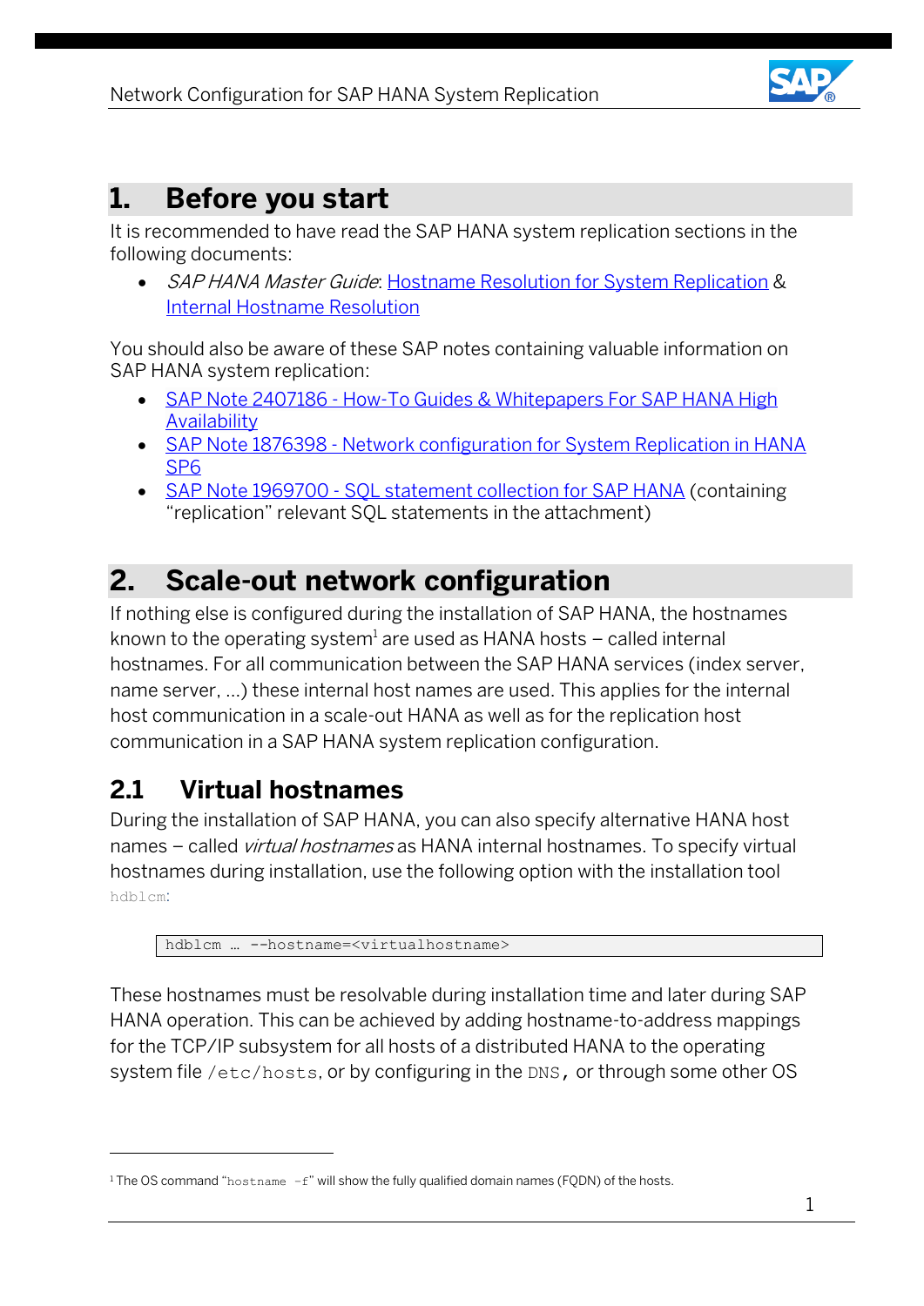# 1. Before you start

It is recommended to have read the SAP HANA system replication sections in the following documents:

- *SAP HANA Master Guide*: Hostname Resolution for System Replication & Internal Hostname Resolution

You should also be aware of these SAP notes containing valuable information on SAP HANA system replication:

- SAP Note 2407186 - How-To Guides & Whitepapers For SAP HANA High Availability
- SAP Note 1876398 - Network configuration for System Replication in HANA SP6
- SAP Note 1969700 - SQL statement collection for SAP HANA (containing "replication" relevant SQL statements in the attachment)

# 2. Scale-out network configuration

If nothing else is configured during the installation of SAP HANA, the hostnames known to the operating system[1] are used as HANA hosts – called internal hostnames. For all communication between the SAP HANA services (index server, name server, ...) these internal host names are used. This applies for the internal host communication in a scale-out HANA as well as for the replication host communication in a SAP HANA system replication configuration.

## 2.1 Virtual hostnames

During the installation of SAP HANA, you can also specify alternative HANA host names – called *virtual hostnames* as HANA internal hostnames. To specify virtual hostnames during installation, use the following option with the installation tool `hdblcm`:

```
hdblcm … --hostname=<virtualhostname>
```

These hostnames must be resolvable during installation time and later during SAP HANA operation. This can be achieved by adding hostname-to-address mappings for the TCP/IP subsystem for all hosts of a distributed HANA to the operating system file `/etc/hosts`, or by configuring in the `DNS`, or through some other OS

[1] The OS command "`hostname -f`" will show the fully qualified domain names (FQDN) of the hosts.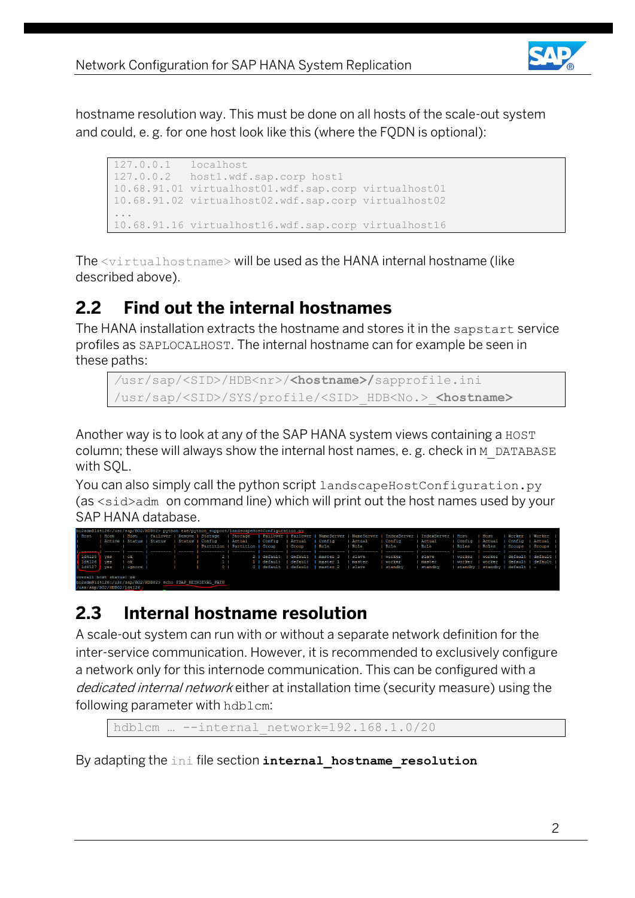hostname resolution way. This must be done on all hosts of the scale-out system and could, e. g. for one host look like this (where the FQDN is optional):

```
127.0.0.1    localhost
127.0.0.2    host1.wdf.sap.corp host1
10.68.91.01 virtualhost01.wdf.sap.corp virtualhost01
10.68.91.02 virtualhost02.wdf.sap.corp virtualhost02
...
10.68.91.16 virtualhost16.wdf.sap.corp virtualhost16
```

The `<virtualhostname>` will be used as the HANA internal hostname (like described above).

## 2.2 Find out the internal hostnames

The HANA installation extracts the hostname and stores it in the `sapstart` service profiles as `SAPLOCALHOST`. The internal hostname can for example be seen in these paths:

```
/usr/sap/<SID>/HDB<nr>/<hostname>/sapprofile.ini
/usr/sap/<SID>/SYS/profile/<SID>_HDB<No.>_<hostname>
```

Another way is to look at any of the SAP HANA system views containing a `HOST` column; these will always show the internal host names, e. g. check in `M_DATABASE` with SQL.

You can also simply call the python script `landscapeHostConfiguration.py` (as `<sid>adm` on command line) which will print out the host names used by your SAP HANA database.

```
bo2adm@ld4126:/usr/sap/BO2/HDB02> python exe/python_support/landscapeHostConfiguration.py
| Host   | Host   | Host   | Failover | Remove | Storage   | Storage   | Failover | Failover | NameServer | NameServer | IndexServer | IndexServer | Host    | Host    | Worker  | Worker  |
|        | Active | Status | Status   | Status | Config    | Actual    | Config   | Actual   | Config     | Actual     | Config      | Actual      | Config  | Actual  | Config  | Actual  |
|        |        |        |          |        | Partition | Partition | Group    | Group    | Role       | Role       | Role        | Role        | Roles   | Roles   | Groups  | Groups  |
| ------ | ------ | ------ | -------- | ------ | --------- | --------- | -------- | -------- | ---------- | ---------- | ----------- | ----------- | ------- | ------- | ------- | ------- |
| ld4125 | yes    | ok     |          |        |         2 |         2 | default  | default  | master 3   | slave      | worker      | slave       | worker  | worker  | default | default |
| ld4126 | yes    | ok     |          |        |         1 |         1 | default  | default  | master 1   | master     | worker      | master      | worker  | worker  | default | default |
| ld4127 | yes    | ignore |          |        |         0 |         0 | default  | default  | master 2   | slave      | standby     | standby     | standby | standby | default | -       |

overall host status: ok
bo2adm@ld4126:/usr/sap/BO2/HDB02> echo $SAP_RETRIEVAL_PATH
/usr/sap/BO2/HDB02/ld4126
```

## 2.3 Internal hostname resolution

A scale-out system can run with or without a separate network definition for the inter-service communication. However, it is recommended to exclusively configure a network only for this internode communication. This can be configured with a *dedicated internal network* either at installation time (security measure) using the following parameter with `hdblcm`:

```
hdblcm … --internal_network=192.168.1.0/20
```

By adapting the `ini` file section **`internal_hostname_resolution`**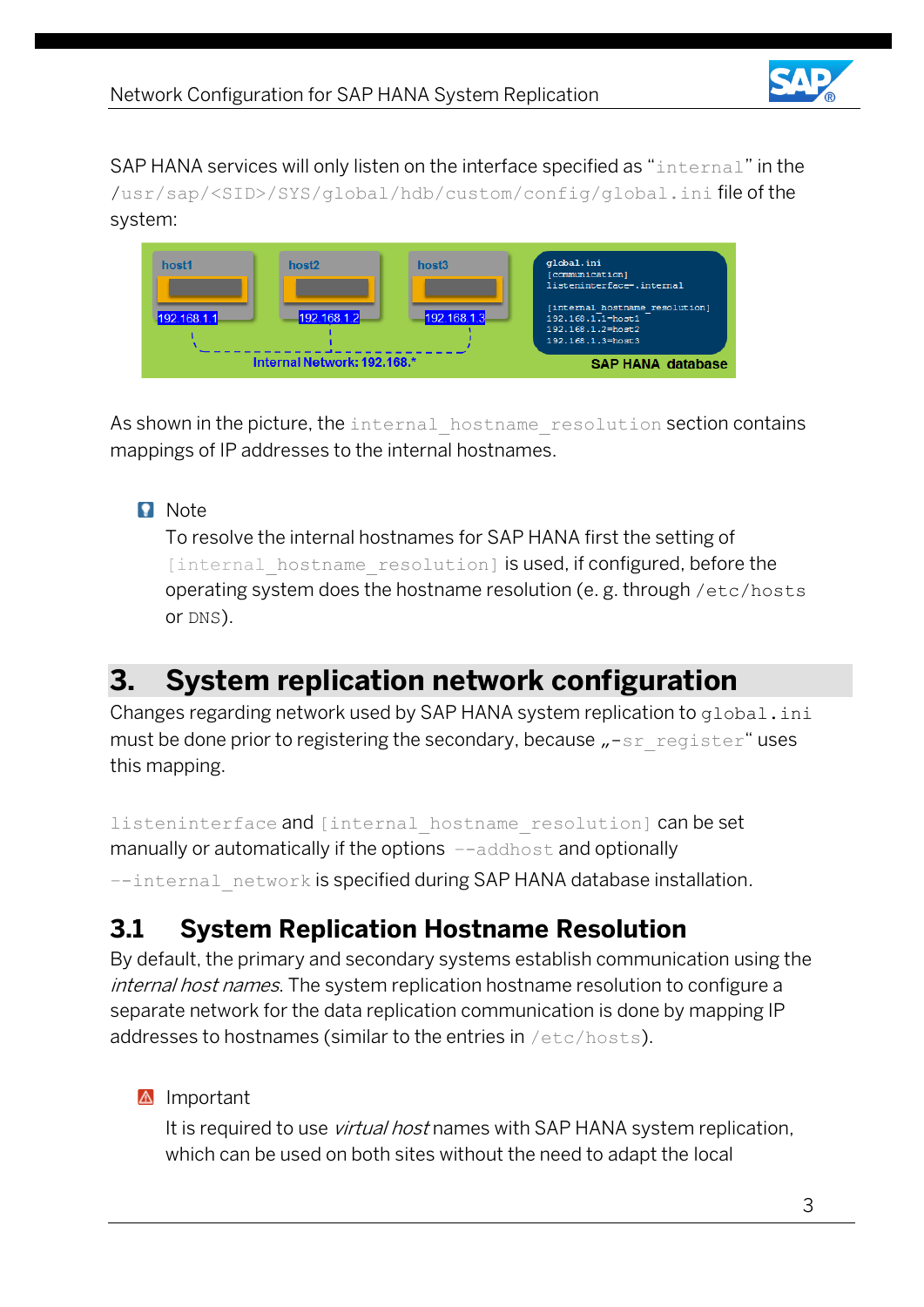SAP HANA services will only listen on the interface specified as "`internal`" in the `/usr/sap/<SID>/SYS/global/hdb/custom/config/global.ini` file of the system:

As shown in the picture, the `internal_hostname_resolution` section contains mappings of IP addresses to the internal hostnames.

> **Note**
> To resolve the internal hostnames for SAP HANA first the setting of `[internal_hostname_resolution]` is used, if configured, before the operating system does the hostname resolution (e. g. through `/etc/hosts` or `DNS`).

# 3. System replication network configuration

Changes regarding network used by SAP HANA system replication to `global.ini` must be done prior to registering the secondary, because „`-sr_register`" uses this mapping.

`listeninterface` and `[internal_hostname_resolution]` can be set manually or automatically if the options `--addhost` and optionally `--internal_network` is specified during SAP HANA database installation.

## 3.1 System Replication Hostname Resolution

By default, the primary and secondary systems establish communication using the *internal host names*. The system replication hostname resolution to configure a separate network for the data replication communication is done by mapping IP addresses to hostnames (similar to the entries in `/etc/hosts`).

> **Important**
> It is required to use *virtual host* names with SAP HANA system replication, which can be used on both sites without the need to adapt the local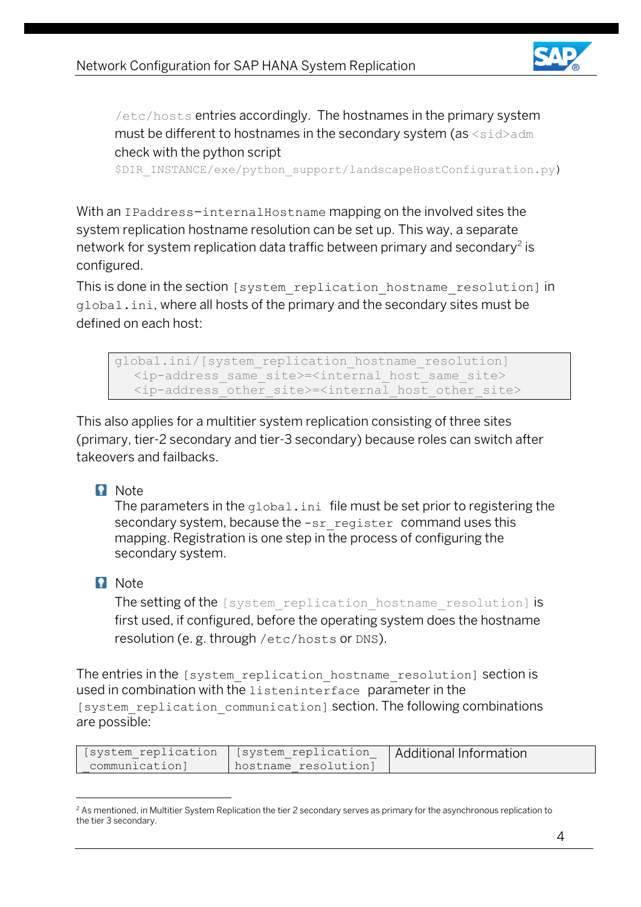`/etc/hosts` entries accordingly. The hostnames in the primary system must be different to hostnames in the secondary system (as `<sid>adm` check with the python script `$DIR_INSTANCE/exe/python_support/landscapeHostConfiguration.py`)

With an `IPaddress–internalHostname` mapping on the involved sites the system replication hostname resolution can be set up. This way, a separate network for system replication data traffic between primary and secondary[2] is configured.

This is done in the section `[system_replication_hostname_resolution]` in `global.ini`, where all hosts of the primary and the secondary sites must be defined on each host:

```
global.ini/[system_replication_hostname_resolution]
   <ip-address_same_site>=<internal_host_same_site>
   <ip-address_other_site>=<internal_host_other_site>
```

This also applies for a multitier system replication consisting of three sites (primary, tier-2 secondary and tier-3 secondary) because roles can switch after takeovers and failbacks.

> **Note**
> The parameters in the `global.ini` file must be set prior to registering the secondary system, because the `-sr_register` command uses this mapping. Registration is one step in the process of configuring the secondary system.

> **Note**
> The setting of the `[system_replication_hostname_resolution]` is first used, if configured, before the operating system does the hostname resolution (e. g. through `/etc/hosts` or `DNS`).

The entries in the `[system_replication_hostname_resolution]` section is used in combination with the `listeninterface` parameter in the `[system_replication_communication]` section. The following combinations are possible:

| [system_replication_communication] | [system_replication_hostname_resolution] | Additional Information |
|---|---|---|

[2] As mentioned, in Multitier System Replication the tier 2 secondary serves as primary for the asynchronous replication to the tier 3 secondary.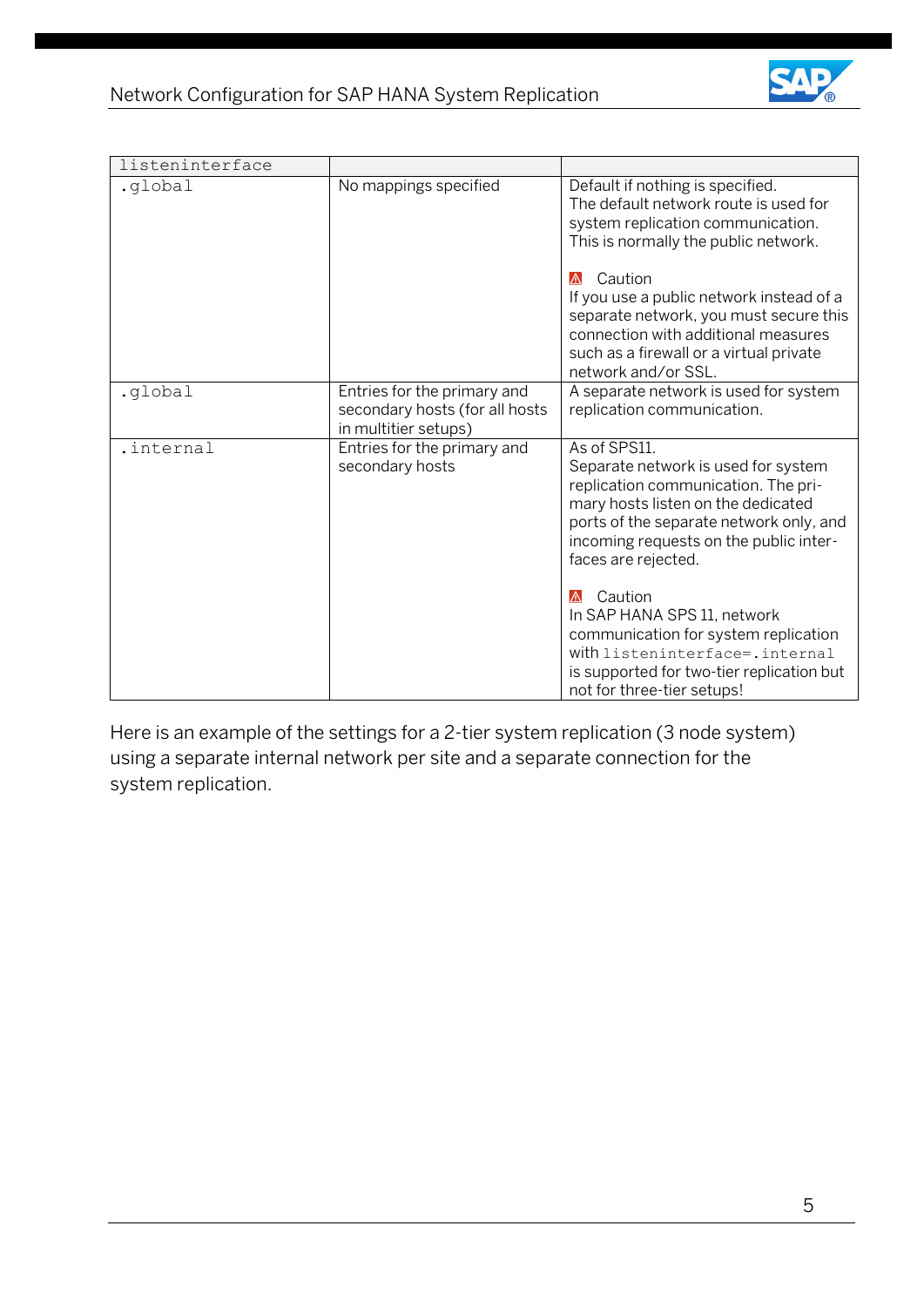| listeninterface | | |
|---|---|---|
| .global | No mappings specified | Default if nothing is specified.<br>The default network route is used for system replication communication. This is normally the public network.<br><br>⚠ Caution<br>If you use a public network instead of a separate network, you must secure this connection with additional measures such as a firewall or a virtual private network and/or SSL. |
| .global | Entries for the primary and secondary hosts (for all hosts in multitier setups) | A separate network is used for system replication communication. |
| .internal | Entries for the primary and secondary hosts | As of SPS11.<br>Separate network is used for system replication communication. The primary hosts listen on the dedicated ports of the separate network only, and incoming requests on the public interfaces are rejected.<br><br>⚠ Caution<br>In SAP HANA SPS 11, network communication for system replication with `listeninterface=.internal` is supported for two-tier replication but not for three-tier setups! |

Here is an example of the settings for a 2-tier system replication (3 node system) using a separate internal network per site and a separate connection for the system replication.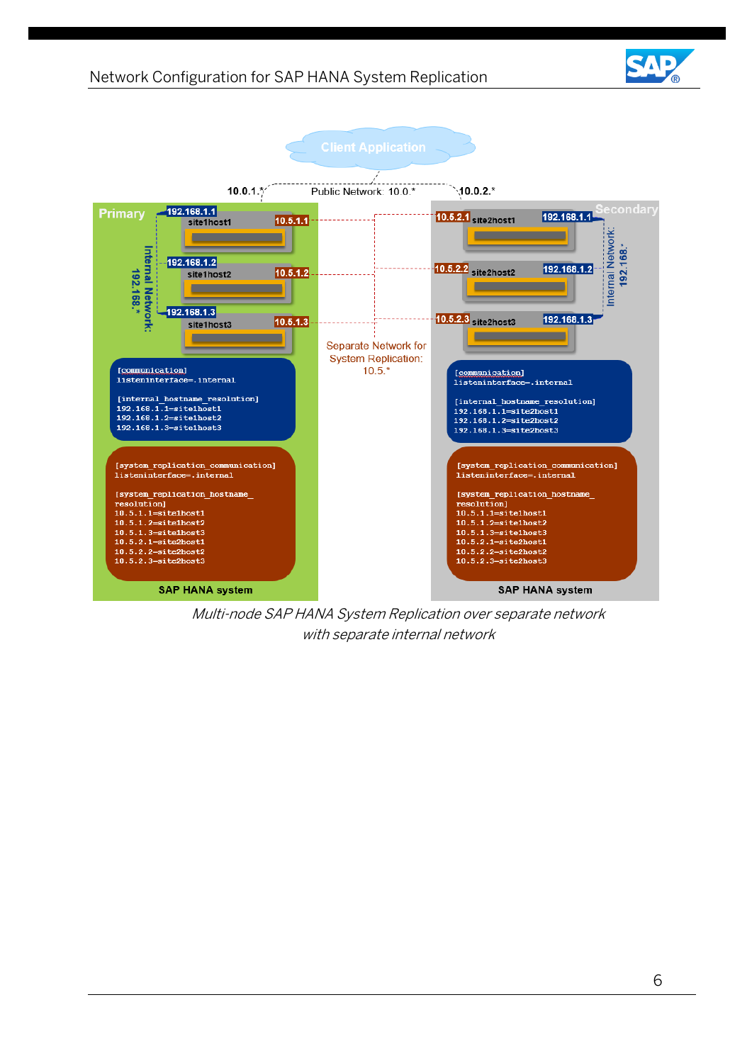Client Application

Public Network: 10.0.*

10.0.1.* | 10.0.2.*

**Primary**

Internal Network: 192.168.*

| Host | Internal | Replication |
| --- | --- | --- |
| site1host1 | 192.168.1.1 | 10.5.1.1 |
| site1host2 | 192.168.1.2 | 10.5.1.2 |
| site1host3 | 192.168.1.3 | 10.5.1.3 |

```
[communication]
listeninterface=.internal

[internal_hostname_resolution]
192.168.1.1=site1host1
192.168.1.2=site1host2
192.168.1.3=site1host3
```

```
[system_replication_communication]
listeninterface=.internal

[system_replication_hostname_
resolution]
10.5.1.1=site1host1
10.5.1.2=site1host2
10.5.1.3=site1host3
10.5.2.1=site2host1
10.5.2.2=site2host2
10.5.2.3=site2host3
```

SAP HANA system

Separate Network for System Replication: 10.5.*

**Secondary**

Internal Network: 192.168.*

| Host | Replication | Internal |
| --- | --- | --- |
| site2host1 | 10.5.2.1 | 192.168.1.1 |
| site2host2 | 10.5.2.2 | 192.168.1.2 |
| site2host3 | 10.5.2.3 | 192.168.1.3 |

```
[communication]
listeninterface=.internal

[internal_hostname_resolution]
192.168.1.1=site2host1
192.168.1.2=site2host2
192.168.1.3=site2host3
```

```
[system_replication_communication]
listeninterface=.internal

[system_replication_hostname_
resolution]
10.5.1.1=site1host1
10.5.1.2=site1host2
10.5.1.3=site1host3
10.5.2.1=site2host1
10.5.2.2=site2host2
10.5.2.3=site2host3
```

SAP HANA system

*Multi-node SAP HANA System Replication over separate network with separate internal network*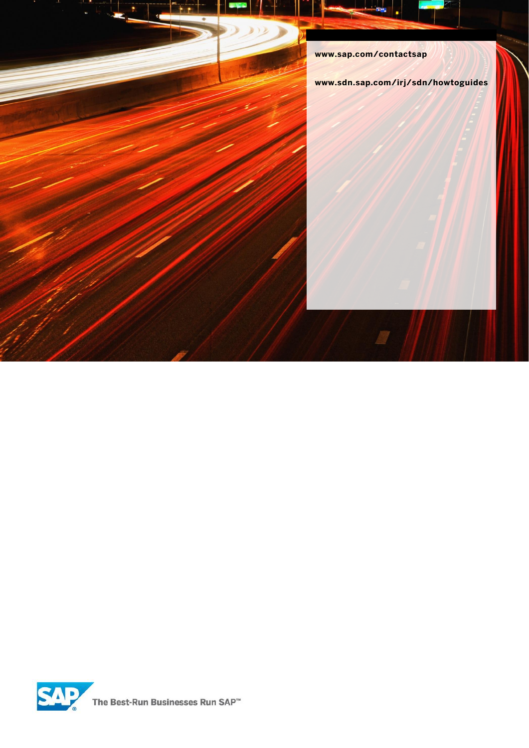**www.sap.com/contactsap**

**www.sdn.sap.com/irj/sdn/howtoguides**

The Best-Run Businesses Run SAP™